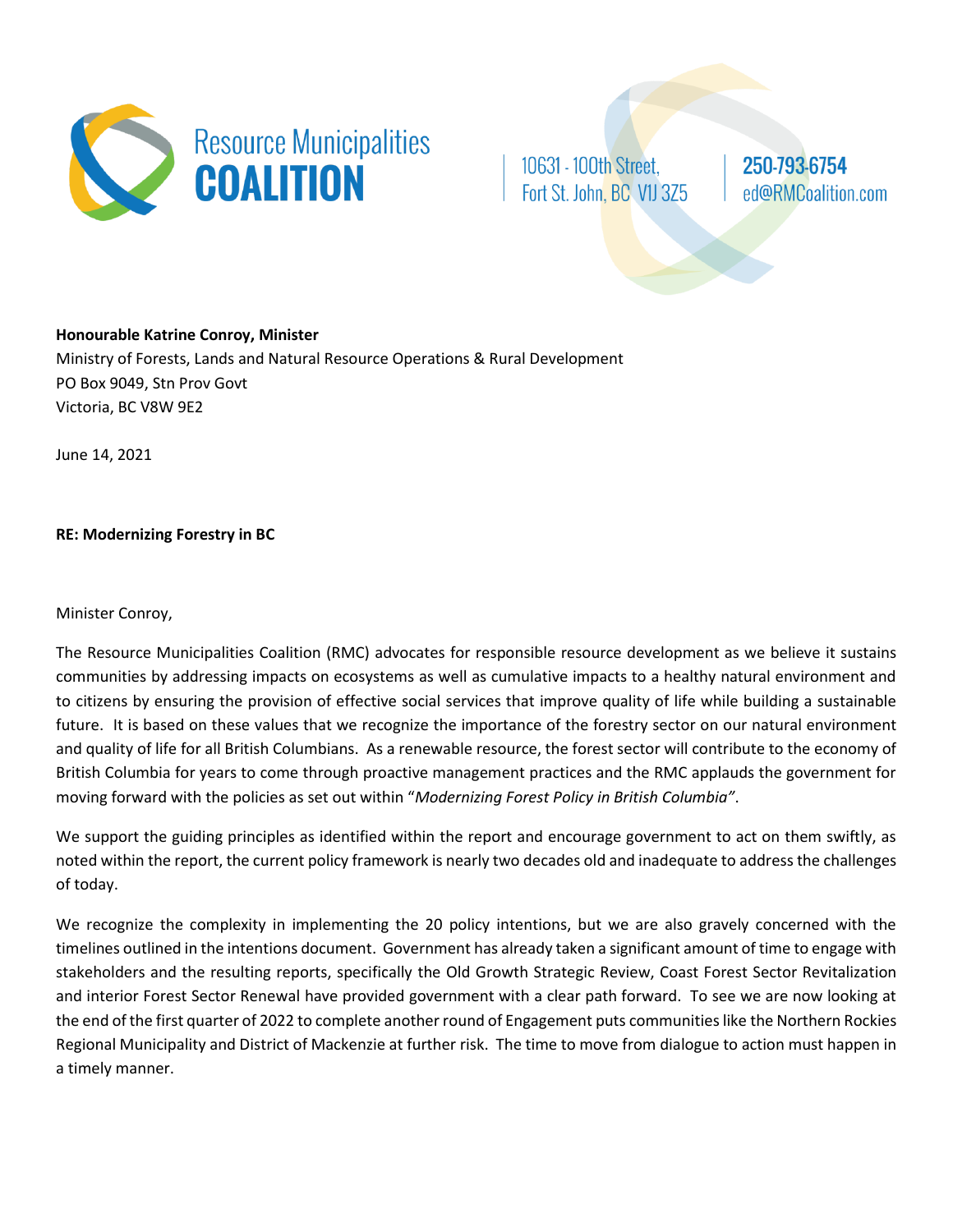Resource Municipalities **COALITION**

10631 - 100th Street,
Fort St. John, BC V1J 3Z5

**250-793-6754**
ed@RMCoalition.com

**Honourable Katrine Conroy, Minister**
Ministry of Forests, Lands and Natural Resource Operations & Rural Development
PO Box 9049, Stn Prov Govt
Victoria, BC V8W 9E2

June 14, 2021

**RE: Modernizing Forestry in BC**

Minister Conroy,

The Resource Municipalities Coalition (RMC) advocates for responsible resource development as we believe it sustains communities by addressing impacts on ecosystems as well as cumulative impacts to a healthy natural environment and to citizens by ensuring the provision of effective social services that improve quality of life while building a sustainable future. It is based on these values that we recognize the importance of the forestry sector on our natural environment and quality of life for all British Columbians. As a renewable resource, the forest sector will contribute to the economy of British Columbia for years to come through proactive management practices and the RMC applauds the government for moving forward with the policies as set out within "*Modernizing Forest Policy in British Columbia"*.

We support the guiding principles as identified within the report and encourage government to act on them swiftly, as noted within the report, the current policy framework is nearly two decades old and inadequate to address the challenges of today.

We recognize the complexity in implementing the 20 policy intentions, but we are also gravely concerned with the timelines outlined in the intentions document. Government has already taken a significant amount of time to engage with stakeholders and the resulting reports, specifically the Old Growth Strategic Review, Coast Forest Sector Revitalization and interior Forest Sector Renewal have provided government with a clear path forward. To see we are now looking at the end of the first quarter of 2022 to complete another round of Engagement puts communities like the Northern Rockies Regional Municipality and District of Mackenzie at further risk. The time to move from dialogue to action must happen in a timely manner.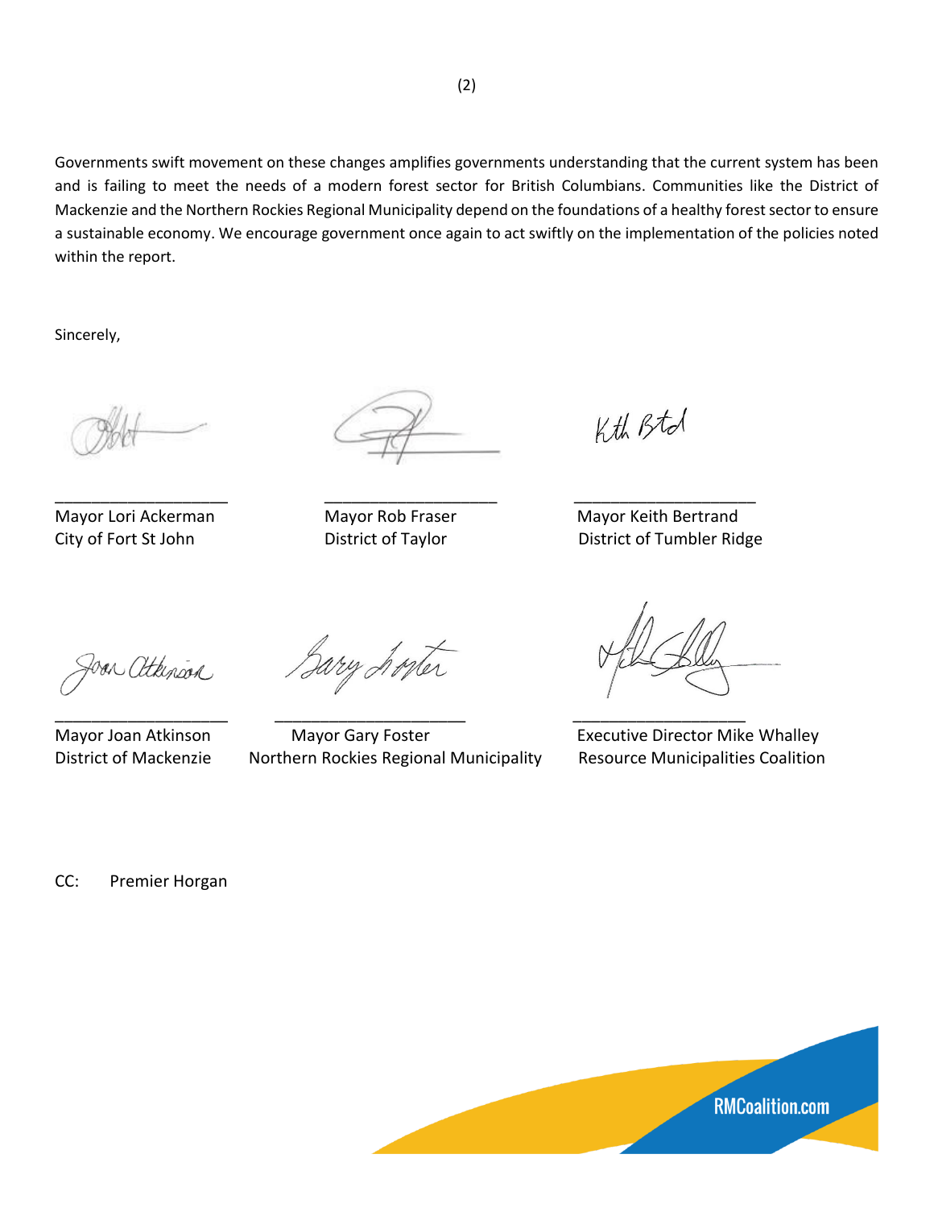Governments swift movement on these changes amplifies governments understanding that the current system has been and is failing to meet the needs of a modern forest sector for British Columbians. Communities like the District of Mackenzie and the Northern Rockies Regional Municipality depend on the foundations of a healthy forest sector to ensure a sustainable economy. We encourage government once again to act swiftly on the implementation of the policies noted within the report.

Sincerely,

| | | |
|---|---|---|
| Mayor Lori Ackerman<br>City of Fort St John | Mayor Rob Fraser<br>District of Taylor | Mayor Keith Bertrand<br>District of Tumbler Ridge |
| Mayor Joan Atkinson<br>District of Mackenzie | Mayor Gary Foster<br>Northern Rockies Regional Municipality | Executive Director Mike Whalley<br>Resource Municipalities Coalition |

CC: Premier Horgan

RMCoalition.com